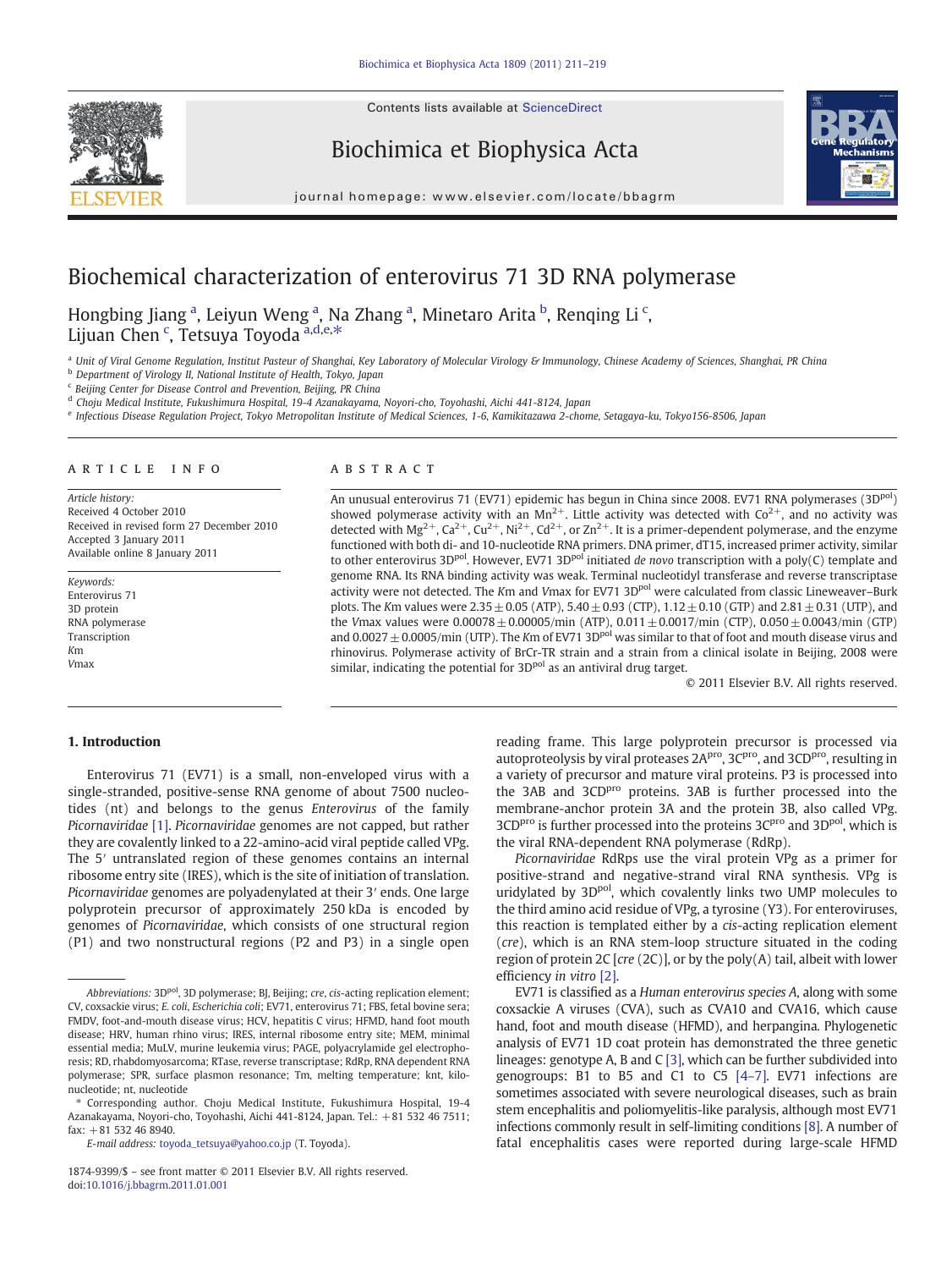# Biochemical characterization of enterovirus 71 3D RNA polymerase

Hongbing Jiang [a], Leiyun Weng [a], Na Zhang [a], Minetaro Arita [b], Renqing Li [c], Lijuan Chen [c], Tetsuya Toyoda [a,d,e,*]

[a] Unit of Viral Genome Regulation, Institut Pasteur of Shanghai, Key Laboratory of Molecular Virology & Immunology, Chinese Academy of Sciences, Shanghai, PR China
[b] Department of Virology II, National Institute of Health, Tokyo, Japan
[c] Beijing Center for Disease Control and Prevention, Beijing, PR China
[d] Choju Medical Institute, Fukushimura Hospital, 19-4 Azanakayama, Noyori-cho, Toyohashi, Aichi 441-8124, Japan
[e] Infectious Disease Regulation Project, Tokyo Metropolitan Institute of Medical Sciences, 1-6, Kamikitazawa 2-chome, Setagaya-ku, Tokyo156-8506, Japan

## ARTICLE INFO

*Article history:*
Received 4 October 2010
Received in revised form 27 December 2010
Accepted 3 January 2011
Available online 8 January 2011

*Keywords:*
Enterovirus 71
3D protein
RNA polymerase
Transcription
*K*m
*V*max

## ABSTRACT

An unusual enterovirus 71 (EV71) epidemic has begun in China since 2008. EV71 RNA polymerases ($3D^{pol}$) showed polymerase activity with an $Mn^{2+}$. Little activity was detected with $Co^{2+}$, and no activity was detected with $Mg^{2+}$, $Ca^{2+}$, $Cu^{2+}$, $Ni^{2+}$, $Cd^{2+}$, or $Zn^{2+}$. It is a primer-dependent polymerase, and the enzyme functioned with both di- and 10-nucleotide RNA primers. DNA primer, dT15, increased primer activity, similar to other enterovirus $3D^{pol}$. However, EV71 $3D^{pol}$ initiated *de novo* transcription with a poly(C) template and genome RNA. Its RNA binding activity was weak. Terminal nucleotidyl transferase and reverse transcriptase activity were not detected. The *K*m and *V*max for EV71 $3D^{pol}$ were calculated from classic Lineweaver–Burk plots. The *K*m values were 2.35 ± 0.05 (ATP), 5.40 ± 0.93 (CTP), 1.12 ± 0.10 (GTP) and 2.81 ± 0.31 (UTP), and the *V*max values were 0.00078 ± 0.00005/min (ATP), 0.011 ± 0.0017/min (CTP), 0.050 ± 0.0043/min (GTP) and 0.0027 ± 0.0005/min (UTP). The *K*m of EV71 $3D^{pol}$ was similar to that of foot and mouth disease virus and rhinovirus. Polymerase activity of BrCr-TR strain and a strain from a clinical isolate in Beijing, 2008 were similar, indicating the potential for $3D^{pol}$ as an antiviral drug target.

© 2011 Elsevier B.V. All rights reserved.

## 1. Introduction

Enterovirus 71 (EV71) is a small, non-enveloped virus with a single-stranded, positive-sense RNA genome of about 7500 nucleotides (nt) and belongs to the genus *Enterovirus* of the family *Picornaviridae* [1]. *Picornaviridae* genomes are not capped, but rather they are covalently linked to a 22-amino-acid viral peptide called VPg. The 5′ untranslated region of these genomes contains an internal ribosome entry site (IRES), which is the site of initiation of translation. *Picornaviridae* genomes are polyadenylated at their 3′ ends. One large polyprotein precursor of approximately 250 kDa is encoded by genomes of *Picornaviridae*, which consists of one structural region (P1) and two nonstructural regions (P2 and P3) in a single open reading frame. This large polyprotein precursor is processed via autoproteolysis by viral proteases $2A^{pro}$, $3C^{pro}$, and $3CD^{pro}$, resulting in a variety of precursor and mature viral proteins. P3 is processed into the 3AB and $3CD^{pro}$ proteins. 3AB is further processed into the membrane-anchor protein 3A and the protein 3B, also called VPg. $3CD^{pro}$ is further processed into the proteins $3C^{pro}$ and $3D^{pol}$, which is the viral RNA-dependent RNA polymerase (RdRp).

*Picornaviridae* RdRps use the viral protein VPg as a primer for positive-strand and negative-strand viral RNA synthesis. VPg is uridylated by $3D^{pol}$, which covalently links two UMP molecules to the third amino acid residue of VPg, a tyrosine (Y3). For enteroviruses, this reaction is templated either by a *cis*-acting replication element (*cre*), which is an RNA stem-loop structure situated in the coding region of protein 2C [*cre* (2C)], or by the poly(A) tail, albeit with lower efficiency *in vitro* [2].

EV71 is classified as a *Human enterovirus species A*, along with some coxsackie A viruses (CVA), such as CVA10 and CVA16, which cause hand, foot and mouth disease (HFMD), and herpangina. Phylogenetic analysis of EV71 1D coat protein has demonstrated the three genetic lineages: genotype A, B and C [3], which can be further subdivided into genogroups: B1 to B5 and C1 to C5 [4–7]. EV71 infections are sometimes associated with severe neurological diseases, such as brain stem encephalitis and poliomyelitis-like paralysis, although most EV71 infections commonly result in self-limiting conditions [8]. A number of fatal encephalitis cases were reported during large-scale HFMD

---

*Abbreviations:* $3D^{pol}$, 3D polymerase; BJ, Beijing; *cre*, *cis*-acting replication element; CV, coxsackie virus; *E. coli*, *Escherichia coli*; EV71, enterovirus 71; FBS, fetal bovine sera; FMDV, foot-and-mouth disease virus; HCV, hepatitis C virus; HFMD, hand foot mouth disease; HRV, human rhino virus; IRES, internal ribosome entry site; MEM, minimal essential media; MuLV, murine leukemia virus; PAGE, polyacrylamide gel electrophoresis; RD, rhabdomyosarcoma; RTase, reverse transcriptase; RdRP, RNA dependent RNA polymerase; SPR, surface plasmon resonance; Tm, melting temperature; knt, kilo-nucleotide; nt, nucleotide

\* Corresponding author. Choju Medical Institute, Fukushimura Hospital, 19-4 Azanakayama, Noyori-cho, Toyohashi, Aichi 441-8124, Japan. Tel.: +81 532 46 7511; fax: +81 532 46 8940.

*E-mail address:* toyoda_tetsuya@yahoo.co.jp (T. Toyoda).

1874-9399/$ – see front matter © 2011 Elsevier B.V. All rights reserved.
doi:10.1016/j.bbagrm.2011.01.001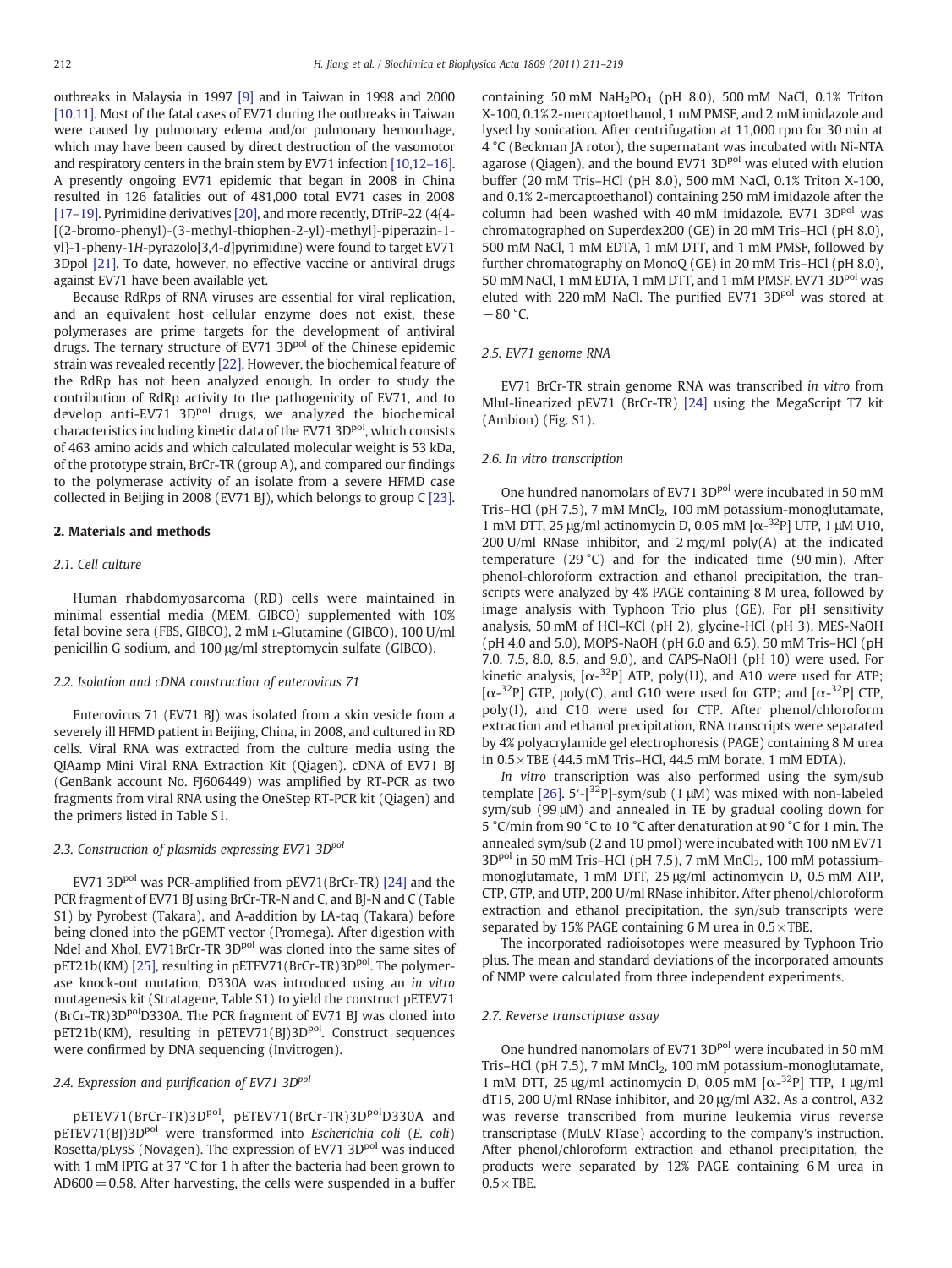outbreaks in Malaysia in 1997 [9] and in Taiwan in 1998 and 2000 [10,11]. Most of the fatal cases of EV71 during the outbreaks in Taiwan were caused by pulmonary edema and/or pulmonary hemorrhage, which may have been caused by direct destruction of the vasomotor and respiratory centers in the brain stem by EV71 infection [10,12–16]. A presently ongoing EV71 epidemic that began in 2008 in China resulted in 126 fatalities out of 481,000 total EV71 cases in 2008 [17–19]. Pyrimidine derivatives [20], and more recently, DTriP-22 (4{4-[(2-bromo-phenyl)-(3-methyl-thiophen-2-yl)-methyl]-piperazin-1-yl}-1-pheny-1*H*-pyrazolo[3,4-*d*]pyrimidine) were found to target EV71 3Dpol [21]. To date, however, no effective vaccine or antiviral drugs against EV71 have been available yet.

Because RdRps of RNA viruses are essential for viral replication, and an equivalent host cellular enzyme does not exist, these polymerases are prime targets for the development of antiviral drugs. The ternary structure of EV71 $3D^{pol}$ of the Chinese epidemic strain was revealed recently [22]. However, the biochemical feature of the RdRp has not been analyzed enough. In order to study the contribution of RdRp activity to the pathogenicity of EV71, and to develop anti-EV71 $3D^{pol}$ drugs, we analyzed the biochemical characteristics including kinetic data of the EV71 $3D^{pol}$, which consists of 463 amino acids and which calculated molecular weight is 53 kDa, of the prototype strain, BrCr-TR (group A), and compared our findings to the polymerase activity of an isolate from a severe HFMD case collected in Beijing in 2008 (EV71 BJ), which belongs to group C [23].

## 2. Materials and methods

### 2.1. Cell culture

Human rhabdomyosarcoma (RD) cells were maintained in minimal essential media (MEM, GIBCO) supplemented with 10% fetal bovine sera (FBS, GIBCO), 2 mM L-Glutamine (GIBCO), 100 U/ml penicillin G sodium, and 100 μg/ml streptomycin sulfate (GIBCO).

### 2.2. Isolation and cDNA construction of enterovirus 71

Enterovirus 71 (EV71 BJ) was isolated from a skin vesicle from a severely ill HFMD patient in Beijing, China, in 2008, and cultured in RD cells. Viral RNA was extracted from the culture media using the QIAamp Mini Viral RNA Extraction Kit (Qiagen). cDNA of EV71 BJ (GenBank account No. FJ606449) was amplified by RT-PCR as two fragments from viral RNA using the OneStep RT-PCR kit (Qiagen) and the primers listed in Table S1.

### 2.3. Construction of plasmids expressing EV71 $3D^{pol}$

EV71 $3D^{pol}$ was PCR-amplified from pEV71(BrCr-TR) [24] and the PCR fragment of EV71 BJ using BrCr-TR-N and C, and BJ-N and C (Table S1) by Pyrobest (Takara), and A-addition by LA-taq (Takara) before being cloned into the pGEMT vector (Promega). After digestion with NdeI and XhoI, EV71BrCr-TR $3D^{pol}$ was cloned into the same sites of pET21b(KM) [25], resulting in pETEV71(BrCr-TR)$3D^{pol}$. The polymerase knock-out mutation, D330A was introduced using an *in vitro* mutagenesis kit (Stratagene, Table S1) to yield the construct pETEV71 (BrCr-TR)$3D^{pol}$D330A. The PCR fragment of EV71 BJ was cloned into pET21b(KM), resulting in pETEV71(BJ)$3D^{pol}$. Construct sequences were confirmed by DNA sequencing (Invitrogen).

### 2.4. Expression and purification of EV71 $3D^{pol}$

pETEV71(BrCr-TR)$3D^{pol}$, pETEV71(BrCr-TR)$3D^{pol}$D330A and pETEV71(BJ)$3D^{pol}$ were transformed into *Escherichia coli* (*E. coli*) Rosetta/pLysS (Novagen). The expression of EV71 $3D^{pol}$ was induced with 1 mM IPTG at 37 °C for 1 h after the bacteria had been grown to AD600 = 0.58. After harvesting, the cells were suspended in a buffer containing 50 mM $NaH_2PO_4$ (pH 8.0), 500 mM NaCl, 0.1% Triton X-100, 0.1% 2-mercaptoethanol, 1 mM PMSF, and 2 mM imidazole and lysed by sonication. After centrifugation at 11,000 rpm for 30 min at 4 °C (Beckman JA rotor), the supernatant was incubated with Ni-NTA agarose (Qiagen), and the bound EV71 $3D^{pol}$ was eluted with elution buffer (20 mM Tris–HCl (pH 8.0), 500 mM NaCl, 0.1% Triton X-100, and 0.1% 2-mercaptoethanol) containing 250 mM imidazole after the column had been washed with 40 mM imidazole. EV71 $3D^{pol}$ was chromatographed on Superdex200 (GE) in 20 mM Tris–HCl (pH 8.0), 500 mM NaCl, 1 mM EDTA, 1 mM DTT, and 1 mM PMSF, followed by further chromatography on MonoQ (GE) in 20 mM Tris–HCl (pH 8.0), 50 mM NaCl, 1 mM EDTA, 1 mM DTT, and 1 mM PMSF. EV71 $3D^{pol}$ was eluted with 220 mM NaCl. The purified EV71 $3D^{pol}$ was stored at −80 °C.

### 2.5. EV71 genome RNA

EV71 BrCr-TR strain genome RNA was transcribed *in vitro* from MluI-linearized pEV71 (BrCr-TR) [24] using the MegaScript T7 kit (Ambion) (Fig. S1).

### 2.6. In vitro transcription

One hundred nanomolars of EV71 $3D^{pol}$ were incubated in 50 mM Tris–HCl (pH 7.5), 7 mM $MnCl_2$, 100 mM potassium-monoglutamate, 1 mM DTT, 25 μg/ml actinomycin D, 0.05 mM [$\alpha$-$^{32}$P] UTP, 1 μM U10, 200 U/ml RNase inhibitor, and 2 mg/ml poly(A) at the indicated temperature (29 °C) and for the indicated time (90 min). After phenol-chloroform extraction and ethanol precipitation, the transcripts were analyzed by 4% PAGE containing 8 M urea, followed by image analysis with Typhoon Trio plus (GE). For pH sensitivity analysis, 50 mM of HCl–KCl (pH 2), glycine-HCl (pH 3), MES-NaOH (pH 4.0 and 5.0), MOPS-NaOH (pH 6.0 and 6.5), 50 mM Tris–HCl (pH 7.0, 7.5, 8.0, 8.5, and 9.0), and CAPS-NaOH (pH 10) were used. For kinetic analysis, [$\alpha$-$^{32}$P] ATP, poly(U), and A10 were used for ATP; [$\alpha$-$^{32}$P] GTP, poly(C), and G10 were used for GTP; and [$\alpha$-$^{32}$P] CTP, poly(I), and C10 were used for CTP. After phenol/chloroform extraction and ethanol precipitation, RNA transcripts were separated by 4% polyacrylamide gel electrophoresis (PAGE) containing 8 M urea in 0.5 × TBE (44.5 mM Tris–HCl, 44.5 mM borate, 1 mM EDTA).

*In vitro* transcription was also performed using the sym/sub template [26]. 5′-[$^{32}$P]-sym/sub (1 μM) was mixed with non-labeled sym/sub (99 μM) and annealed in TE by gradual cooling down for 5 °C/min from 90 °C to 10 °C after denaturation at 90 °C for 1 min. The annealed sym/sub (2 and 10 pmol) were incubated with 100 nM EV71 $3D^{pol}$ in 50 mM Tris–HCl (pH 7.5), 7 mM $MnCl_2$, 100 mM potassium-monoglutamate, 1 mM DTT, 25 μg/ml actinomycin D, 0.5 mM ATP, CTP, GTP, and UTP, 200 U/ml RNase inhibitor. After phenol/chloroform extraction and ethanol precipitation, the syn/sub transcripts were separated by 15% PAGE containing 6 M urea in 0.5 × TBE.

The incorporated radioisotopes were measured by Typhoon Trio plus. The mean and standard deviations of the incorporated amounts of NMP were calculated from three independent experiments.

### 2.7. Reverse transcriptase assay

One hundred nanomolars of EV71 $3D^{pol}$ were incubated in 50 mM Tris–HCl (pH 7.5), 7 mM $MnCl_2$, 100 mM potassium-monoglutamate, 1 mM DTT, 25 μg/ml actinomycin D, 0.05 mM [$\alpha$-$^{32}$P] TTP, 1 μg/ml dT15, 200 U/ml RNase inhibitor, and 20 μg/ml A32. As a control, A32 was reverse transcribed from murine leukemia virus reverse transcriptase (MuLV RTase) according to the company's instruction. After phenol/chloroform extraction and ethanol precipitation, the products were separated by 12% PAGE containing 6 M urea in 0.5 × TBE.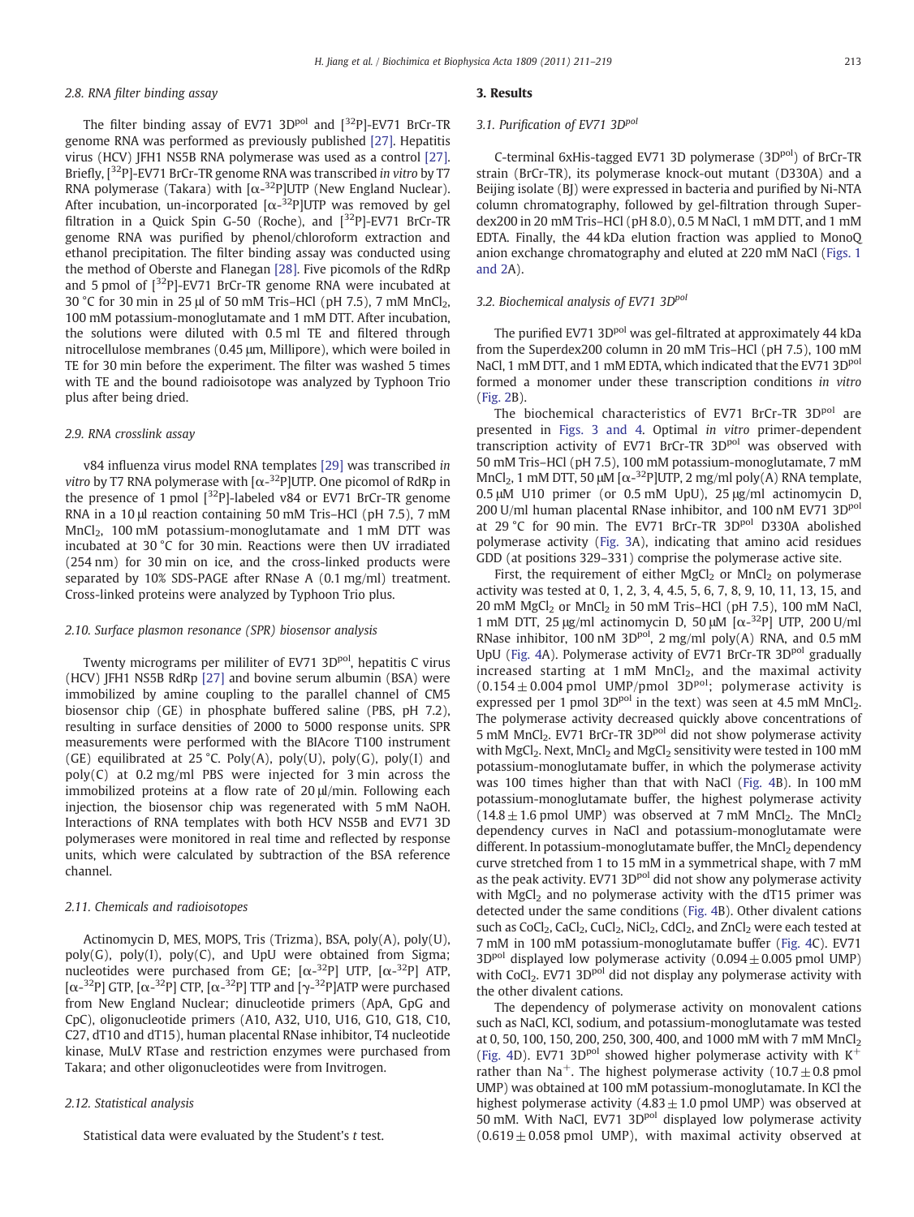### 2.8. RNA filter binding assay

The filter binding assay of EV71 $3D^{pol}$ and [$^{32}$P]-EV71 BrCr-TR genome RNA was performed as previously published [27]. Hepatitis virus (HCV) JFH1 NS5B RNA polymerase was used as a control [27]. Briefly, [$^{32}$P]-EV71 BrCr-TR genome RNA was transcribed *in vitro* by T7 RNA polymerase (Takara) with [$\alpha$-$^{32}$P]UTP (New England Nuclear). After incubation, un-incorporated [$\alpha$-$^{32}$P]UTP was removed by gel filtration in a Quick Spin G-50 (Roche), and [$^{32}$P]-EV71 BrCr-TR genome RNA was purified by phenol/chloroform extraction and ethanol precipitation. The filter binding assay was conducted using the method of Oberste and Flanegan [28]. Five picomols of the RdRp and 5 pmol of [$^{32}$P]-EV71 BrCr-TR genome RNA were incubated at 30 °C for 30 min in 25 µl of 50 mM Tris–HCl (pH 7.5), 7 mM $MnCl_2$, 100 mM potassium-monoglutamate and 1 mM DTT. After incubation, the solutions were diluted with 0.5 ml TE and filtered through nitrocellulose membranes (0.45 µm, Millipore), which were boiled in TE for 30 min before the experiment. The filter was washed 5 times with TE and the bound radioisotope was analyzed by Typhoon Trio plus after being dried.

### 2.9. RNA crosslink assay

v84 influenza virus model RNA templates [29] was transcribed *in vitro* by T7 RNA polymerase with [$\alpha$-$^{32}$P]UTP. One picomol of RdRp in the presence of 1 pmol [$^{32}$P]-labeled v84 or EV71 BrCr-TR genome RNA in a 10 µl reaction containing 50 mM Tris–HCl (pH 7.5), 7 mM $MnCl_2$, 100 mM potassium-monoglutamate and 1 mM DTT was incubated at 30 °C for 30 min. Reactions were then UV irradiated (254 nm) for 30 min on ice, and the cross-linked products were separated by 10% SDS-PAGE after RNase A (0.1 mg/ml) treatment. Cross-linked proteins were analyzed by Typhoon Trio plus.

### 2.10. Surface plasmon resonance (SPR) biosensor analysis

Twenty micrograms per mililiter of EV71 $3D^{pol}$, hepatitis C virus (HCV) JFH1 NS5B RdRp [27] and bovine serum albumin (BSA) were immobilized by amine coupling to the parallel channel of CM5 biosensor chip (GE) in phosphate buffered saline (PBS, pH 7.2), resulting in surface densities of 2000 to 5000 response units. SPR measurements were performed with the BIAcore T100 instrument (GE) equilibrated at 25 °C. Poly(A), poly(U), poly(G), poly(I) and poly(C) at 0.2 mg/ml PBS were injected for 3 min across the immobilized proteins at a flow rate of 20 µl/min. Following each injection, the biosensor chip was regenerated with 5 mM NaOH. Interactions of RNA templates with both HCV NS5B and EV71 3D polymerases were monitored in real time and reflected by response units, which were calculated by subtraction of the BSA reference channel.

### 2.11. Chemicals and radioisotopes

Actinomycin D, MES, MOPS, Tris (Trizma), BSA, poly(A), poly(U), poly(G), poly(I), poly(C), and UpU were obtained from Sigma; nucleotides were purchased from GE; [$\alpha$-$^{32}$P] UTP, [$\alpha$-$^{32}$P] ATP, [$\alpha$-$^{32}$P] GTP, [$\alpha$-$^{32}$P] CTP, [$\alpha$-$^{32}$P] TTP and [$\gamma$-$^{32}$P]ATP were purchased from New England Nuclear; dinucleotide primers (ApA, GpG and CpC), oligonucleotide primers (A10, A32, U10, U16, G10, G18, C10, C27, dT10 and dT15), human placental RNase inhibitor, T4 nucleotide kinase, MuLV RTase and restriction enzymes were purchased from Takara; and other oligonucleotides were from Invitrogen.

### 2.12. Statistical analysis

Statistical data were evaluated by the Student's *t* test.

## 3. Results

### 3.1. Purification of EV71 $3D^{pol}$

C-terminal 6xHis-tagged EV71 3D polymerase ($3D^{pol}$) of BrCr-TR strain (BrCr-TR), its polymerase knock-out mutant (D330A) and a Beijing isolate (BJ) were expressed in bacteria and purified by Ni-NTA column chromatography, followed by gel-filtration through Superdex200 in 20 mM Tris–HCl (pH 8.0), 0.5 M NaCl, 1 mM DTT, and 1 mM EDTA. Finally, the 44 kDa elution fraction was applied to MonoQ anion exchange chromatography and eluted at 220 mM NaCl (Figs. 1 and 2A).

### 3.2. Biochemical analysis of EV71 $3D^{pol}$

The purified EV71 $3D^{pol}$ was gel-filtrated at approximately 44 kDa from the Superdex200 column in 20 mM Tris–HCl (pH 7.5), 100 mM NaCl, 1 mM DTT, and 1 mM EDTA, which indicated that the EV71 $3D^{pol}$ formed a monomer under these transcription conditions *in vitro* (Fig. 2B).

The biochemical characteristics of EV71 BrCr-TR $3D^{pol}$ are presented in Figs. 3 and 4. Optimal *in vitro* primer-dependent transcription activity of EV71 BrCr-TR $3D^{pol}$ was observed with 50 mM Tris–HCl (pH 7.5), 100 mM potassium-monoglutamate, 7 mM $MnCl_2$, 1 mM DTT, 50 µM [$\alpha$-$^{32}$P]UTP, 2 mg/ml poly(A) RNA template, 0.5 µM U10 primer (or 0.5 mM UpU), 25 µg/ml actinomycin D, 200 U/ml human placental RNase inhibitor, and 100 nM EV71 $3D^{pol}$ at 29 °C for 90 min. The EV71 BrCr-TR $3D^{pol}$ D330A abolished polymerase activity (Fig. 3A), indicating that amino acid residues GDD (at positions 329–331) comprise the polymerase active site.

First, the requirement of either $MgCl_2$ or $MnCl_2$ on polymerase activity was tested at 0, 1, 2, 3, 4, 4.5, 5, 6, 7, 8, 9, 10, 11, 13, 15, and 20 mM $MgCl_2$ or $MnCl_2$ in 50 mM Tris–HCl (pH 7.5), 100 mM NaCl, 1 mM DTT, 25 µg/ml actinomycin D, 50 µM [$\alpha$-$^{32}$P] UTP, 200 U/ml RNase inhibitor, 100 nM $3D^{pol}$, 2 mg/ml poly(A) RNA, and 0.5 mM UpU (Fig. 4A). Polymerase activity of EV71 BrCr-TR $3D^{pol}$ gradually increased starting at 1 mM $MnCl_2$, and the maximal activity ($0.154 \pm 0.004$ pmol UMP/pmol $3D^{pol}$; polymerase activity is expressed per 1 pmol $3D^{pol}$ in the text) was seen at 4.5 mM $MnCl_2$. The polymerase activity decreased quickly above concentrations of 5 mM $MnCl_2$. EV71 BrCr-TR $3D^{pol}$ did not show polymerase activity with $MgCl_2$. Next, $MnCl_2$ and $MgCl_2$ sensitivity were tested in 100 mM potassium-monoglutamate buffer, in which the polymerase activity was 100 times higher than that with NaCl (Fig. 4B). In 100 mM potassium-monoglutamate buffer, the highest polymerase activity ($14.8 \pm 1.6$ pmol UMP) was observed at 7 mM $MnCl_2$. The $MnCl_2$ dependency curves in NaCl and potassium-monoglutamate were different. In potassium-monoglutamate buffer, the $MnCl_2$ dependency curve stretched from 1 to 15 mM in a symmetrical shape, with 7 mM as the peak activity. EV71 $3D^{pol}$ did not show any polymerase activity with $MgCl_2$ and no polymerase activity with the dT15 primer was detected under the same conditions (Fig. 4B). Other divalent cations such as $CoCl_2$, $CaCl_2$, $CuCl_2$, $NiCl_2$, $CdCl_2$, and $ZnCl_2$ were each tested at 7 mM in 100 mM potassium-monoglutamate buffer (Fig. 4C). EV71 $3D^{pol}$ displayed low polymerase activity ($0.094 \pm 0.005$ pmol UMP) with $CoCl_2$. EV71 $3D^{pol}$ did not display any polymerase activity with the other divalent cations.

The dependency of polymerase activity on monovalent cations such as NaCl, KCl, sodium, and potassium-monoglutamate was tested at 0, 50, 100, 150, 200, 250, 300, 400, and 1000 mM with 7 mM $MnCl_2$ (Fig. 4D). EV71 $3D^{pol}$ showed higher polymerase activity with $K^+$ rather than $Na^+$. The highest polymerase activity ($10.7 \pm 0.8$ pmol UMP) was obtained at 100 mM potassium-monoglutamate. In KCl the highest polymerase activity ($4.83 \pm 1.0$ pmol UMP) was observed at 50 mM. With NaCl, EV71 $3D^{pol}$ displayed low polymerase activity ($0.619 \pm 0.058$ pmol UMP), with maximal activity observed at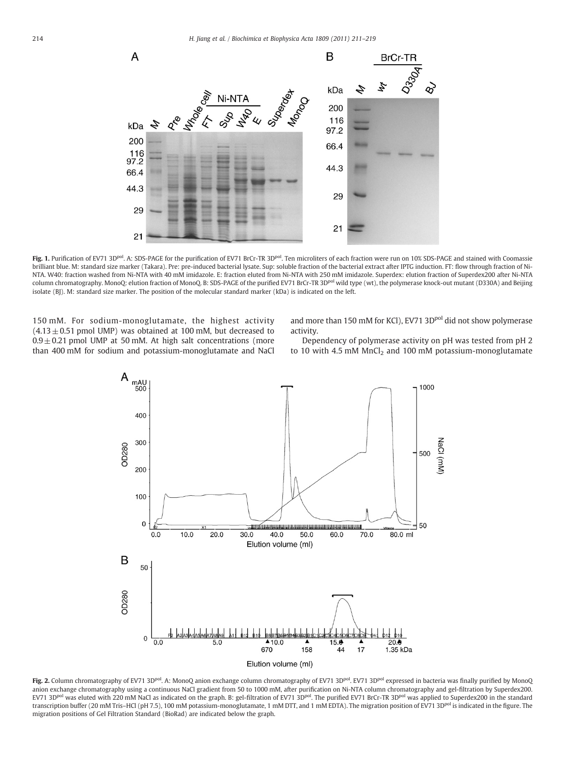**Fig. 1.** Purification of EV71 $3D^{pol}$. A: SDS-PAGE for the purification of EV71 BrCr-TR $3D^{pol}$. Ten microliters of each fraction were run on 10% SDS-PAGE and stained with Coomassie brilliant blue. M: standard size marker (Takara). Pre: pre-induced bacterial lysate. Sup: soluble fraction of the bacterial extract after IPTG induction. FT: flow through fraction of Ni-NTA. W40: fraction washed from Ni-NTA with 40 mM imidazole. E: fraction eluted from Ni-NTA with 250 mM imidazole. Superdex: elution fraction of Superdex200 after Ni-NTA column chromatography. MonoQ: elution fraction of MonoQ. B: SDS-PAGE of the purified EV71 BrCr-TR $3D^{pol}$ wild type (wt), the polymerase knock-out mutant (D330A) and Beijing isolate (BJ). M: standard size marker. The position of the molecular standard marker (kDa) is indicated on the left.

150 mM. For sodium-monoglutamate, the highest activity ($4.13 \pm 0.51$ pmol UMP) was obtained at 100 mM, but decreased to $0.9 \pm 0.21$ pmol UMP at 50 mM. At high salt concentrations (more than 400 mM for sodium and potassium-monoglutamate and NaCl and more than 150 mM for KCl), EV71 $3D^{pol}$ did not show polymerase activity.

Dependency of polymerase activity on pH was tested from pH 2 to 10 with 4.5 mM $MnCl_2$ and 100 mM potassium-monoglutamate

**Fig. 2.** Column chromatography of EV71 $3D^{pol}$. A: MonoQ anion exchange column chromatography of EV71 $3D^{pol}$. EV71 $3D^{pol}$ expressed in bacteria was finally purified by MonoQ anion exchange chromatography using a continuous NaCl gradient from 50 to 1000 mM, after purification on Ni-NTA column chromatography and gel-filtration by Superdex200. EV71 $3D^{pol}$ was eluted with 220 mM NaCl as indicated on the graph. B: gel-filtration of EV71 $3D^{pol}$. The purified EV71 BrCr-TR $3D^{pol}$ was applied to Superdex200 in the standard transcription buffer (20 mM Tris–HCl (pH 7.5), 100 mM potassium-monoglutamate, 1 mM DTT, and 1 mM EDTA). The migration position of EV71 $3D^{pol}$ is indicated in the figure. The migration positions of Gel Filtration Standard (BioRad) are indicated below the graph.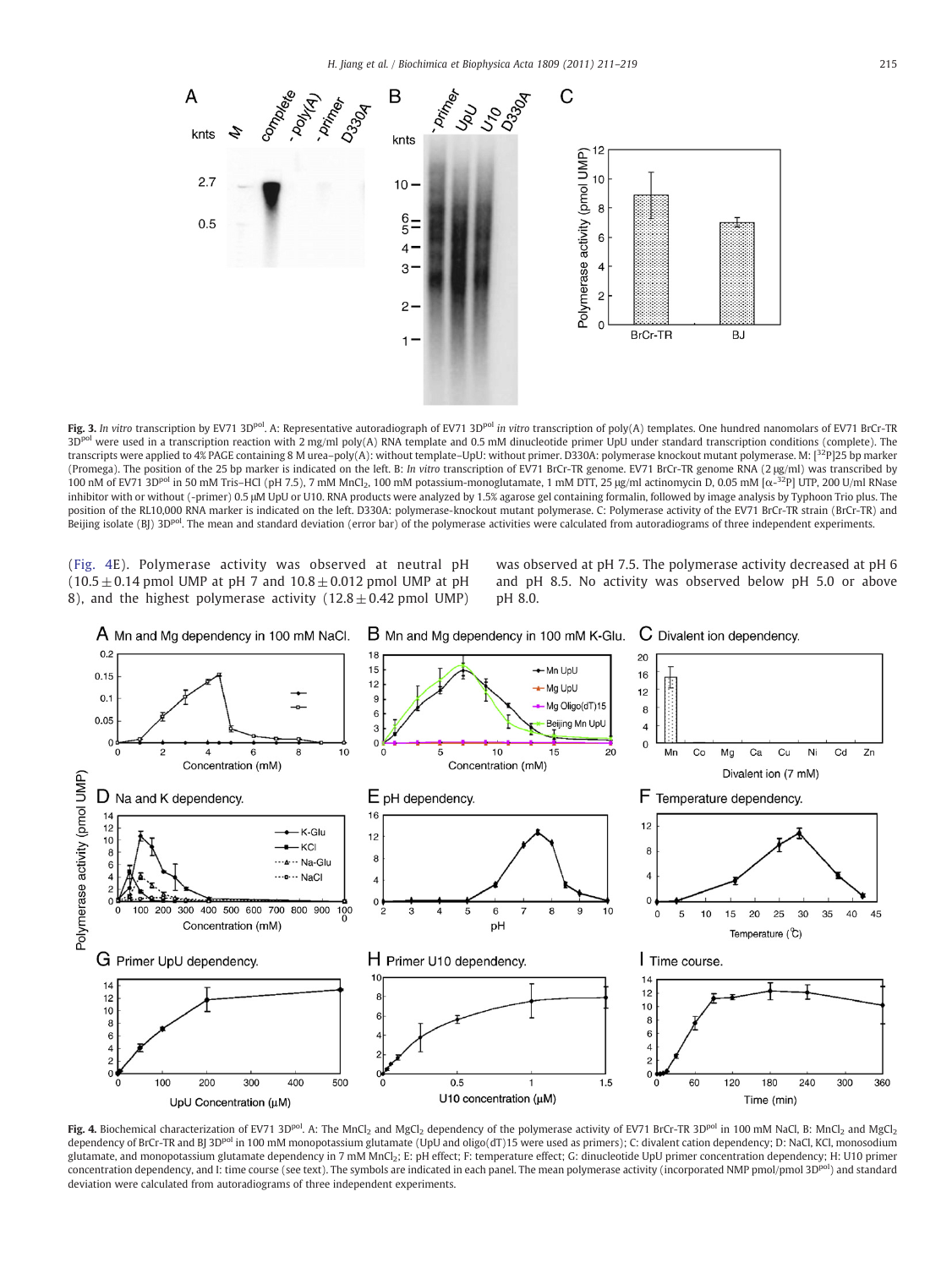**Fig. 3.** *In vitro* transcription by EV71 $3D^{pol}$. A: Representative autoradiograph of EV71 $3D^{pol}$ *in vitro* transcription of poly(A) templates. One hundred nanomolars of EV71 BrCr-TR $3D^{pol}$ were used in a transcription reaction with 2 mg/ml poly(A) RNA template and 0.5 mM dinucleotide primer UpU under standard transcription conditions (complete). The transcripts were applied to 4% PAGE containing 8 M urea–poly(A): without template–UpU: without primer. D330A: polymerase knockout mutant polymerase. M: [$^{32}$P]25 bp marker (Promega). The position of the 25 bp marker is indicated on the left. B: *In vitro* transcription of EV71 BrCr-TR genome. EV71 BrCr-TR genome RNA (2 μg/ml) was transcribed by 100 nM of EV71 $3D^{pol}$ in 50 mM Tris–HCl (pH 7.5), 7 mM $MnCl_2$, 100 mM potassium-monoglutamate, 1 mM DTT, 25 μg/ml actinomycin D, 0.05 mM [α-$^{32}$P] UTP, 200 U/ml RNase inhibitor with or without (-primer) 0.5 μM UpU or U10. RNA products were analyzed by 1.5% agarose gel containing formalin, followed by image analysis by Typhoon Trio plus. The position of the RL10,000 RNA marker is indicated on the left. D330A: polymerase-knockout mutant polymerase. C: Polymerase activity of the EV71 BrCr-TR strain (BrCr-TR) and Beijing isolate (BJ) $3D^{pol}$. The mean and standard deviation (error bar) of the polymerase activities were calculated from autoradiograms of three independent experiments.

(Fig. 4E). Polymerase activity was observed at neutral pH ($10.5 \pm 0.14$ pmol UMP at pH 7 and $10.8 \pm 0.012$ pmol UMP at pH 8), and the highest polymerase activity ($12.8 \pm 0.42$ pmol UMP) was observed at pH 7.5. The polymerase activity decreased at pH 6 and pH 8.5. No activity was observed below pH 5.0 or above pH 8.0.

**Fig. 4.** Biochemical characterization of EV71 $3D^{pol}$. A: The $MnCl_2$ and $MgCl_2$ dependency of the polymerase activity of EV71 BrCr-TR $3D^{pol}$ in 100 mM NaCl, B: $MnCl_2$ and $MgCl_2$ dependency of BrCr-TR and BJ $3D^{pol}$ in 100 mM monopotassium glutamate (UpU and oligo(dT)15 were used as primers); C: divalent cation dependency; D: NaCl, KCl, monosodium glutamate, and monopotassium glutamate dependency in 7 mM $MnCl_2$; E: pH effect; F: temperature effect; G: dinucleotide UpU primer concentration dependency; H: U10 primer concentration dependency, and I: time course (see text). The symbols are indicated in each panel. The mean polymerase activity (incorporated NMP pmol/pmol $3D^{pol}$) and standard deviation were calculated from autoradiograms of three independent experiments.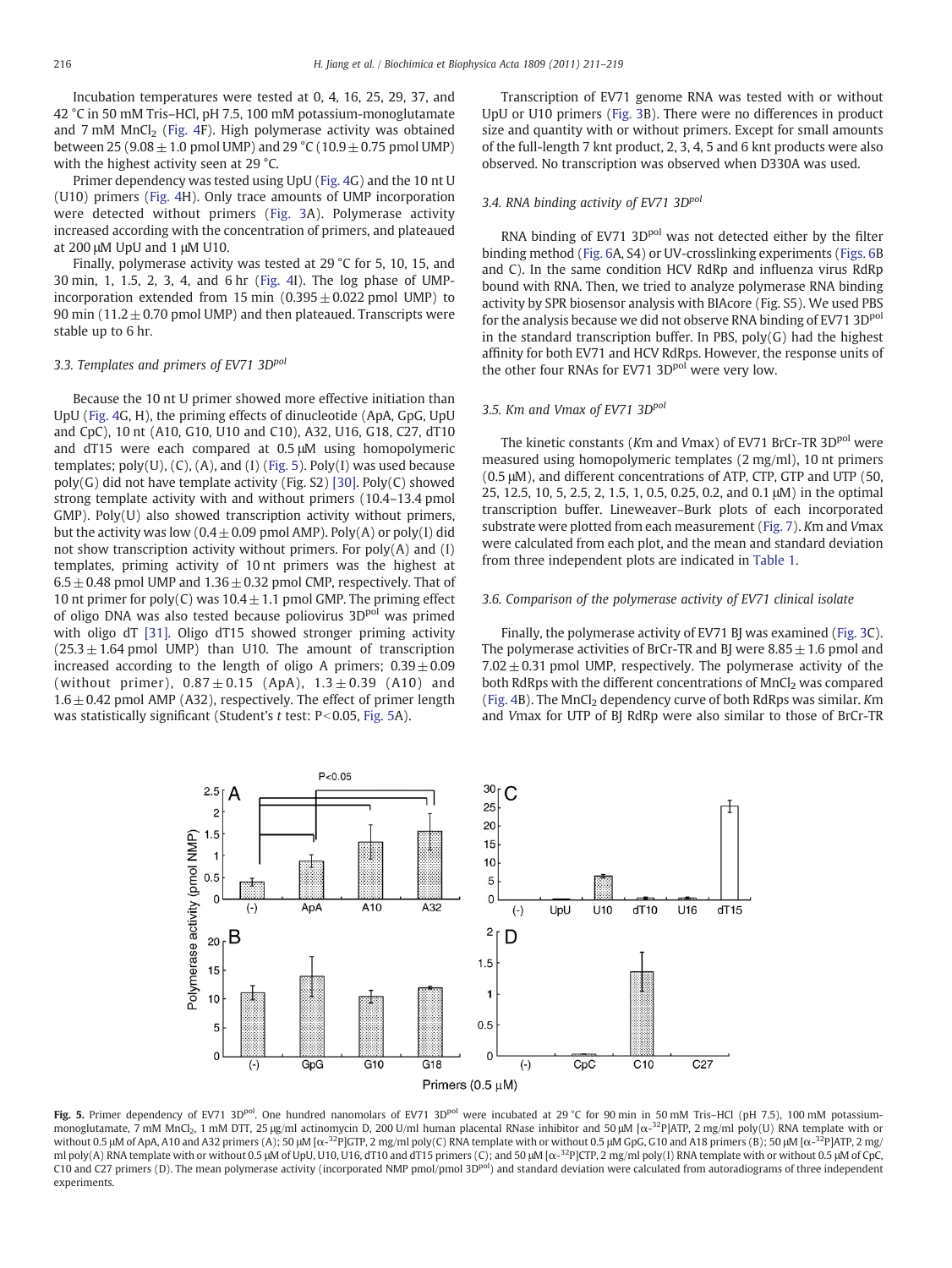Incubation temperatures were tested at 0, 4, 16, 25, 29, 37, and 42 °C in 50 mM Tris–HCl, pH 7.5, 100 mM potassium-monoglutamate and 7 mM $MnCl_2$ (Fig. 4F). High polymerase activity was obtained between 25 ($9.08 \pm 1.0$ pmol UMP) and 29 °C ($10.9 \pm 0.75$ pmol UMP) with the highest activity seen at 29 °C.

Primer dependency was tested using UpU (Fig. 4G) and the 10 nt U (U10) primers (Fig. 4H). Only trace amounts of UMP incorporation were detected without primers (Fig. 3A). Polymerase activity increased according with the concentration of primers, and plateaued at 200 μM UpU and 1 μM U10.

Finally, polymerase activity was tested at 29 °C for 5, 10, 15, and 30 min, 1, 1.5, 2, 3, 4, and 6 hr (Fig. 4I). The log phase of UMP-incorporation extended from 15 min ($0.395 \pm 0.022$ pmol UMP) to 90 min ($11.2 \pm 0.70$ pmol UMP) and then plateaued. Transcripts were stable up to 6 hr.

### 3.3. Templates and primers of EV71 $3D^{pol}$

Because the 10 nt U primer showed more effective initiation than UpU (Fig. 4G, H), the priming effects of dinucleotide (ApA, GpG, UpU and CpC), 10 nt (A10, G10, U10 and C10), A32, U16, G18, C27, dT10 and dT15 were each compared at 0.5 μM using homopolymeric templates; poly(U), (C), (A), and (I) (Fig. 5). Poly(I) was used because poly(G) did not have template activity (Fig. S2) [30]. Poly(C) showed strong template activity with and without primers (10.4–13.4 pmol GMP). Poly(U) also showed transcription activity without primers, but the activity was low ($0.4 \pm 0.09$ pmol AMP). Poly(A) or poly(I) did not show transcription activity without primers. For poly(A) and (I) templates, priming activity of 10 nt primers was the highest at $6.5 \pm 0.48$ pmol UMP and $1.36 \pm 0.32$ pmol CMP, respectively. That of 10 nt primer for poly(C) was $10.4 \pm 1.1$ pmol GMP. The priming effect of oligo DNA was also tested because poliovirus $3D^{pol}$ was primed with oligo dT [31]. Oligo dT15 showed stronger priming activity ($25.3 \pm 1.64$ pmol UMP) than U10. The amount of transcription increased according to the length of oligo A primers; $0.39 \pm 0.09$ (without primer), $0.87 \pm 0.15$ (ApA), $1.3 \pm 0.39$ (A10) and $1.6 \pm 0.42$ pmol AMP (A32), respectively. The effect of primer length was statistically significant (Student's *t* test: $P < 0.05$, Fig. 5A).

Transcription of EV71 genome RNA was tested with or without UpU or U10 primers (Fig. 3B). There were no differences in product size and quantity with or without primers. Except for small amounts of the full-length 7 knt product, 2, 3, 4, 5 and 6 knt products were also observed. No transcription was observed when D330A was used.

### 3.4. RNA binding activity of EV71 $3D^{pol}$

RNA binding of EV71 $3D^{pol}$ was not detected either by the filter binding method (Fig. 6A, S4) or UV-crosslinking experiments (Figs. 6B and C). In the same condition HCV RdRp and influenza virus RdRp bound with RNA. Then, we tried to analyze polymerase RNA binding activity by SPR biosensor analysis with BIAcore (Fig. S5). We used PBS for the analysis because we did not observe RNA binding of EV71 $3D^{pol}$ in the standard transcription buffer. In PBS, poly(G) had the highest affinity for both EV71 and HCV RdRps. However, the response units of the other four RNAs for EV71 $3D^{pol}$ were very low.

### 3.5. Km and Vmax of EV71 $3D^{pol}$

The kinetic constants (*K*m and *V*max) of EV71 BrCr-TR $3D^{pol}$ were measured using homopolymeric templates (2 mg/ml), 10 nt primers (0.5 μM), and different concentrations of ATP, CTP, GTP and UTP (50, 25, 12.5, 10, 5, 2.5, 2, 1.5, 1, 0.5, 0.25, 0.2, and 0.1 μM) in the optimal transcription buffer. Lineweaver–Burk plots of each incorporated substrate were plotted from each measurement (Fig. 7). *K*m and *V*max were calculated from each plot, and the mean and standard deviation from three independent plots are indicated in Table 1.

### 3.6. Comparison of the polymerase activity of EV71 clinical isolate

Finally, the polymerase activity of EV71 BJ was examined (Fig. 3C). The polymerase activities of BrCr-TR and BJ were $8.85 \pm 1.6$ pmol and $7.02 \pm 0.31$ pmol UMP, respectively. The polymerase activity of the both RdRps with the different concentrations of $MnCl_2$ was compared (Fig. 4B). The $MnCl_2$ dependency curve of both RdRps was similar. *K*m and *V*max for UTP of BJ RdRp were also similar to those of BrCr-TR

**Fig. 5.** Primer dependency of EV71 $3D^{pol}$. One hundred nanomolars of EV71 $3D^{pol}$ were incubated at 29 °C for 90 min in 50 mM Tris–HCl (pH 7.5), 100 mM potassium-monoglutamate, 7 mM $MnCl_2$, 1 mM DTT, 25 μg/ml actinomycin D, 200 U/ml human placental RNase inhibitor and 50 μM [α-$^{32}$P]ATP, 2 mg/ml poly(U) RNA template with or without 0.5 μM of ApA, A10 and A32 primers (A); 50 μM [α-$^{32}$P]GTP, 2 mg/ml poly(C) RNA template with or without 0.5 μM GpG, G10 and A18 primers (B); 50 μM [α-$^{32}$P]ATP, 2 mg/ml poly(A) RNA template with or without 0.5 μM of UpU, U10, U16, dT10 and dT15 primers (C); and 50 μM [α-$^{32}$P]CTP, 2 mg/ml poly(I) RNA template with or without 0.5 μM of CpC, C10 and C27 primers (D). The mean polymerase activity (incorporated NMP pmol/pmol $3D^{pol}$) and standard deviation were calculated from autoradiograms of three independent experiments.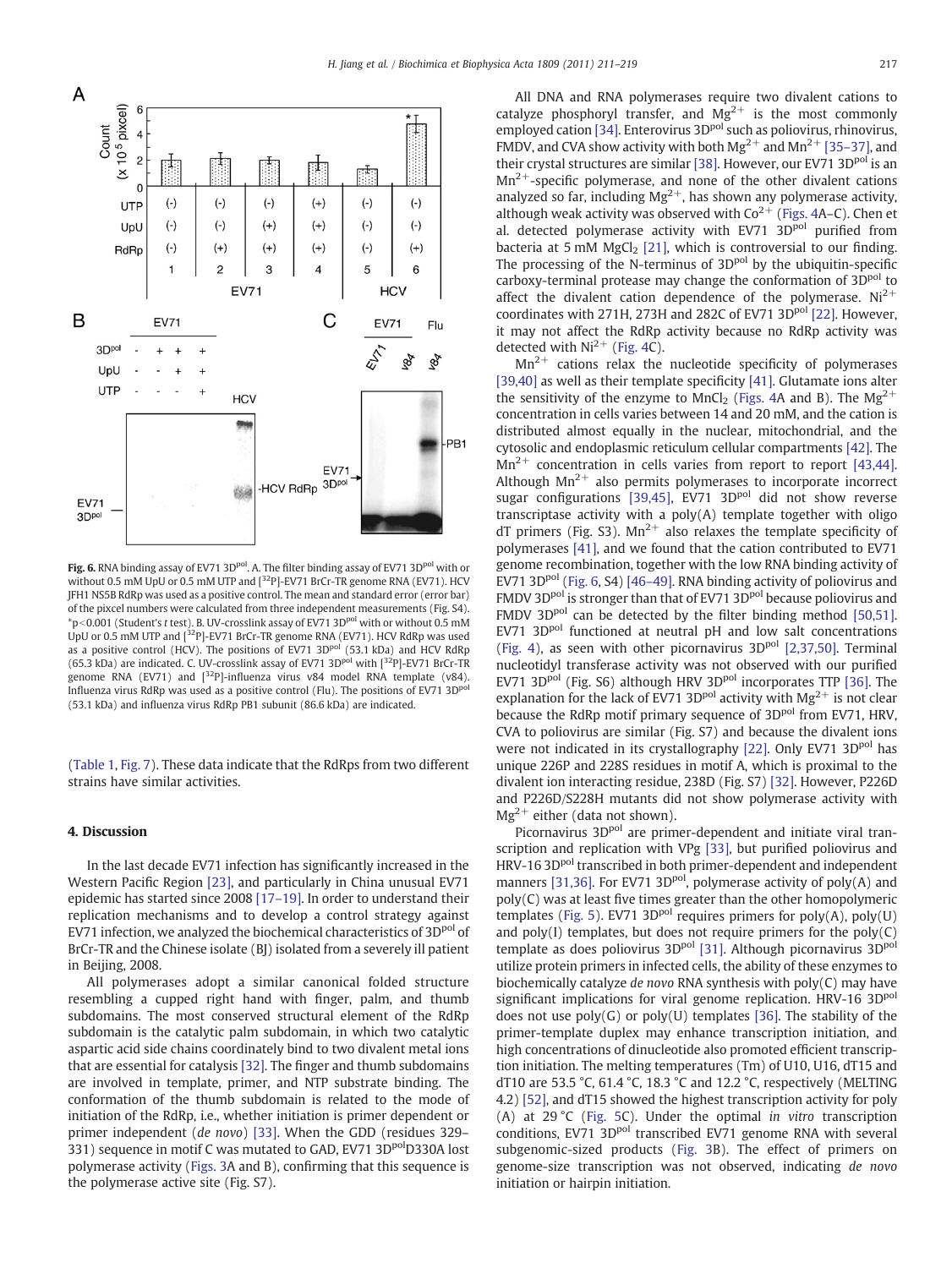**Fig. 6.** RNA binding assay of EV71 $3D^{pol}$. A. The filter binding assay of EV71 $3D^{pol}$ with or without 0.5 mM UpU or 0.5 mM UTP and [$^{32}$P]-EV71 BrCr-TR genome RNA (EV71). HCV JFH1 NS5B RdRp was used as a positive control. The mean and standard error (error bar) of the pixcel numbers were calculated from three independent measurements (Fig. S4). *$p<0.001$ (Student's *t* test). B. UV-crosslink assay of EV71 $3D^{pol}$ with or without 0.5 mM UpU or 0.5 mM UTP and [$^{32}$P]-EV71 BrCr-TR genome RNA (EV71). HCV RdRp was used as a positive control (HCV). The positions of EV71 $3D^{pol}$ (53.1 kDa) and HCV RdRp (65.3 kDa) are indicated. C. UV-crosslink assay of EV71 $3D^{pol}$ with [$^{32}$P]-EV71 BrCr-TR genome RNA (EV71) and [$^{32}$P]-influenza virus v84 model RNA template (v84). Influenza virus RdRp was used as a positive control (Flu). The positions of EV71 $3D^{pol}$ (53.1 kDa) and influenza virus RdRp PB1 subunit (86.6 kDa) are indicated.

(Table 1, Fig. 7). These data indicate that the RdRps from two different strains have similar activities.

## 4. Discussion

In the last decade EV71 infection has significantly increased in the Western Pacific Region [23], and particularly in China unusual EV71 epidemic has started since 2008 [17–19]. In order to understand their replication mechanisms and to develop a control strategy against EV71 infection, we analyzed the biochemical characteristics of $3D^{pol}$ of BrCr-TR and the Chinese isolate (BJ) isolated from a severely ill patient in Beijing, 2008.

All polymerases adopt a similar canonical folded structure resembling a cupped right hand with finger, palm, and thumb subdomains. The most conserved structural element of the RdRp subdomain is the catalytic palm subdomain, in which two catalytic aspartic acid side chains coordinately bind to two divalent metal ions that are essential for catalysis [32]. The finger and thumb subdomains are involved in template, primer, and NTP substrate binding. The conformation of the thumb subdomain is related to the mode of initiation of the RdRp, i.e., whether initiation is primer dependent or primer independent (*de novo*) [33]. When the GDD (residues 329–331) sequence in motif C was mutated to GAD, EV71 $3D^{pol}$D330A lost polymerase activity (Figs. 3A and B), confirming that this sequence is the polymerase active site (Fig. S7).

All DNA and RNA polymerases require two divalent cations to catalyze phosphoryl transfer, and $Mg^{2+}$ is the most commonly employed cation [34]. Enterovirus $3D^{pol}$ such as poliovirus, rhinovirus, FMDV, and CVA show activity with both $Mg^{2+}$ and $Mn^{2+}$ [35–37], and their crystal structures are similar [38]. However, our EV71 $3D^{pol}$ is an $Mn^{2+}$-specific polymerase, and none of the other divalent cations analyzed so far, including $Mg^{2+}$, has shown any polymerase activity, although weak activity was observed with $Co^{2+}$ (Figs. 4A–C). Chen et al. detected polymerase activity with EV71 $3D^{pol}$ purified from bacteria at 5 mM $MgCl_2$ [21], which is controversial to our finding. The processing of the N-terminus of $3D^{pol}$ by the ubiquitin-specific carboxy-terminal protease may change the conformation of $3D^{pol}$ to affect the divalent cation dependence of the polymerase. $Ni^{2+}$ coordinates with 271H, 273H and 282C of EV71 $3D^{pol}$ [22]. However, it may not affect the RdRp activity because no RdRp activity was detected with $Ni^{2+}$ (Fig. 4C).

$Mn^{2+}$ cations relax the nucleotide specificity of polymerases [39,40] as well as their template specificity [41]. Glutamate ions alter the sensitivity of the enzyme to $MnCl_2$ (Figs. 4A and B). The $Mg^{2+}$ concentration in cells varies between 14 and 20 mM, and the cation is distributed almost equally in the nuclear, mitochondrial, and the cytosolic and endoplasmic reticulum cellular compartments [42]. The $Mn^{2+}$ concentration in cells varies from report to report [43,44]. Although $Mn^{2+}$ also permits polymerases to incorporate incorrect sugar configurations [39,45], EV71 $3D^{pol}$ did not show reverse transcriptase activity with a poly(A) template together with oligo dT primers (Fig. S3). $Mn^{2+}$ also relaxes the template specificity of polymerases [41], and we found that the cation contributed to EV71 genome recombination, together with the low RNA binding activity of EV71 $3D^{pol}$ (Fig. 6, S4) [46–49]. RNA binding activity of poliovirus and FMDV $3D^{pol}$ is stronger than that of EV71 $3D^{pol}$ because poliovirus and FMDV $3D^{pol}$ can be detected by the filter binding method [50,51]. EV71 $3D^{pol}$ functioned at neutral pH and low salt concentrations (Fig. 4), as seen with other picornavirus $3D^{pol}$ [2,37,50]. Terminal nucleotidyl transferase activity was not observed with our purified EV71 $3D^{pol}$ (Fig. S6) although HRV $3D^{pol}$ incorporates TTP [36]. The explanation for the lack of EV71 $3D^{pol}$ activity with $Mg^{2+}$ is not clear because the RdRp motif primary sequence of $3D^{pol}$ from EV71, HRV, CVA to poliovirus are similar (Fig. S7) and because the divalent ions were not indicated in its crystallography [22]. Only EV71 $3D^{pol}$ has unique 226P and 228S residues in motif A, which is proximal to the divalent ion interacting residue, 238D (Fig. S7) [32]. However, P226D and P226D/S228H mutants did not show polymerase activity with $Mg^{2+}$ either (data not shown).

Picornavirus $3D^{pol}$ are primer-dependent and initiate viral transcription and replication with VPg [33], but purified poliovirus and HRV-16 $3D^{pol}$ transcribed in both primer-dependent and independent manners [31,36]. For EV71 $3D^{pol}$, polymerase activity of poly(A) and poly(C) was at least five times greater than the other homopolymeric templates (Fig. 5). EV71 $3D^{pol}$ requires primers for poly(A), poly(U) and poly(I) templates, but does not require primers for the poly(C) template as does poliovirus $3D^{pol}$ [31]. Although picornavirus $3D^{pol}$ utilize protein primers in infected cells, the ability of these enzymes to biochemically catalyze *de novo* RNA synthesis with poly(C) may have significant implications for viral genome replication. HRV-16 $3D^{pol}$ does not use poly(G) or poly(U) templates [36]. The stability of the primer-template duplex may enhance transcription initiation, and high concentrations of dinucleotide also promoted efficient transcription initiation. The melting temperatures (Tm) of U10, U16, dT15 and dT10 are 53.5 °C, 61.4 °C, 18.3 °C and 12.2 °C, respectively (MELTING 4.2) [52], and dT15 showed the highest transcription activity for poly (A) at 29 °C (Fig. 5C). Under the optimal *in vitro* transcription conditions, EV71 $3D^{pol}$ transcribed EV71 genome RNA with several subgenomic-sized products (Fig. 3B). The effect of primers on genome-size transcription was not observed, indicating *de novo* initiation or hairpin initiation.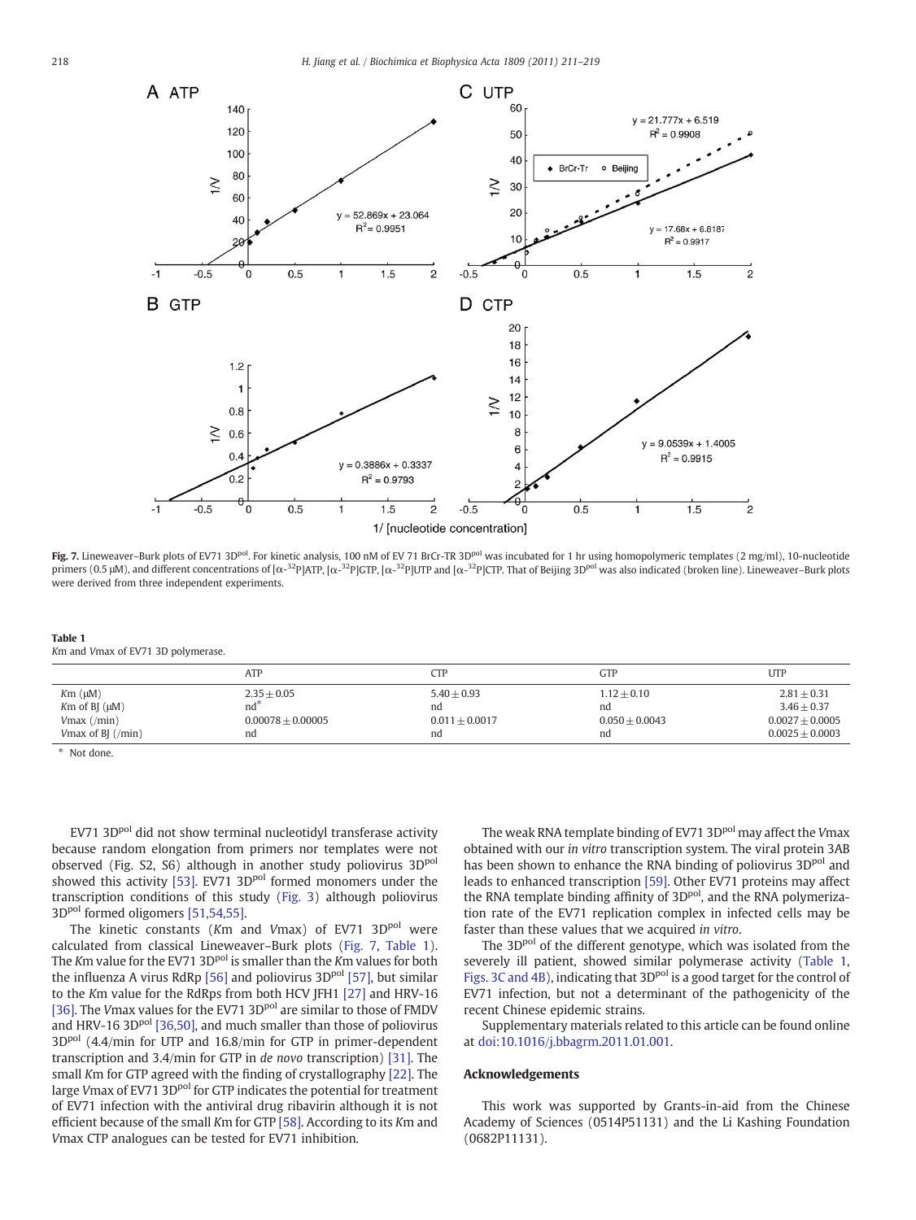**Fig. 7.** Lineweaver–Burk plots of EV71 $3D^{pol}$. For kinetic analysis, 100 nM of EV 71 BrCr-TR $3D^{pol}$ was incubated for 1 hr using homopolymeric templates (2 mg/ml), 10-nucleotide primers (0.5 μM), and different concentrations of [α-$^{32}$P]ATP, [α-$^{32}$P]GTP, [α-$^{32}$P]UTP and [α-$^{32}$P]CTP. That of Beijing $3D^{pol}$ was also indicated (broken line). Lineweaver–Burk plots were derived from three independent experiments.

**Table 1**
*Km* and *Vmax* of EV71 3D polymerase.

| | ATP | CTP | GTP | UTP |
|---|---|---|---|---|
| *Km* (μM) | 2.35 ± 0.05 | 5.40 ± 0.93 | 1.12 ± 0.10 | 2.81 ± 0.31 |
| *Km* of BJ (μM) | nd* | nd | nd | 3.46 ± 0.37 |
| *Vmax* (/min) | 0.00078 ± 0.00005 | 0.011 ± 0.0017 | 0.050 ± 0.0043 | 0.0027 ± 0.0005 |
| *Vmax* of BJ (/min) | nd | nd | nd | 0.0025 ± 0.0003 |

\* Not done.

EV71 $3D^{pol}$ did not show terminal nucleotidyl transferase activity because random elongation from primers nor templates were not observed (Fig. S2, S6) although in another study poliovirus $3D^{pol}$ showed this activity [53]. EV71 $3D^{pol}$ formed monomers under the transcription conditions of this study (Fig. 3) although poliovirus $3D^{pol}$ formed oligomers [51,54,55].

The kinetic constants (*Km* and *Vmax*) of EV71 $3D^{pol}$ were calculated from classical Lineweaver–Burk plots (Fig. 7, Table 1). The *Km* value for the EV71 $3D^{pol}$ is smaller than the *Km* values for both the influenza A virus RdRp [56] and poliovirus $3D^{pol}$ [57], but similar to the *Km* value for the RdRps from both HCV JFH1 [27] and HRV-16 [36]. The *Vmax* values for the EV71 $3D^{pol}$ are similar to those of FMDV and HRV-16 $3D^{pol}$ [36,50], and much smaller than those of poliovirus $3D^{pol}$ (4.4/min for UTP and 16.8/min for GTP in primer-dependent transcription and 3.4/min for GTP in *de novo* transcription) [31]. The small *Km* for GTP agreed with the finding of crystallography [22]. The large *Vmax* of EV71 $3D^{pol}$ for GTP indicates the potential for treatment of EV71 infection with the antiviral drug ribavirin although it is not efficient because of the small *Km* for GTP [58]. According to its *Km* and *Vmax* CTP analogues can be tested for EV71 inhibition.

The weak RNA template binding of EV71 $3D^{pol}$ may affect the *Vmax* obtained with our *in vitro* transcription system. The viral protein 3AB has been shown to enhance the RNA binding of poliovirus $3D^{pol}$ and leads to enhanced transcription [59]. Other EV71 proteins may affect the RNA template binding affinity of $3D^{pol}$, and the RNA polymerization rate of the EV71 replication complex in infected cells may be faster than these values that we acquired *in vitro*.

The $3D^{pol}$ of the different genotype, which was isolated from the severely ill patient, showed similar polymerase activity (Table 1, Figs. 3C and 4B), indicating that $3D^{pol}$ is a good target for the control of EV71 infection, but not a determinant of the pathogenicity of the recent Chinese epidemic strains.

Supplementary materials related to this article can be found online at doi:10.1016/j.bbagrm.2011.01.001.

## Acknowledgements

This work was supported by Grants-in-aid from the Chinese Academy of Sciences (0514P51131) and the Li Kashing Foundation (0682P11131).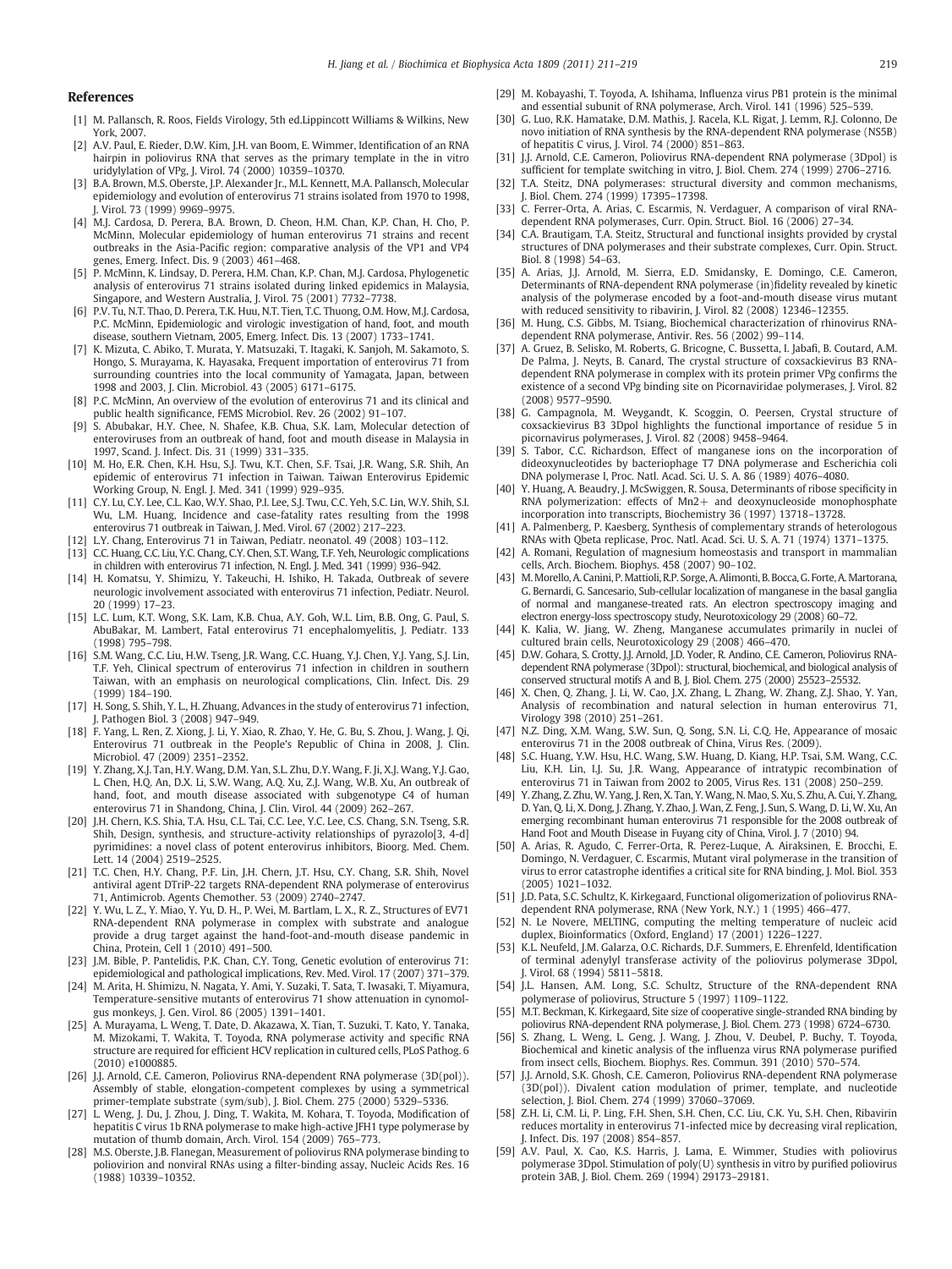## References

[1] M. Pallansch, R. Roos, Fields Virology, 5th ed.Lippincott Williams & Wilkins, New York, 2007.

[2] A.V. Paul, E. Rieder, D.W. Kim, J.H. van Boom, E. Wimmer, Identification of an RNA hairpin in poliovirus RNA that serves as the primary template in the in vitro uridylylation of VPg, J. Virol. 74 (2000) 10359–10370.

[3] B.A. Brown, M.S. Oberste, J.P. Alexander Jr., M.L. Kennett, M.A. Pallansch, Molecular epidemiology and evolution of enterovirus 71 strains isolated from 1970 to 1998, J. Virol. 73 (1999) 9969–9975.

[4] M.J. Cardosa, D. Perera, B.A. Brown, D. Cheon, H.M. Chan, K.P. Chan, H. Cho, P. McMinn, Molecular epidemiology of human enterovirus 71 strains and recent outbreaks in the Asia-Pacific region: comparative analysis of the VP1 and VP4 genes, Emerg. Infect. Dis. 9 (2003) 461–468.

[5] P. McMinn, K. Lindsay, D. Perera, H.M. Chan, K.P. Chan, M.J. Cardosa, Phylogenetic analysis of enterovirus 71 strains isolated during linked epidemics in Malaysia, Singapore, and Western Australia, J. Virol. 75 (2001) 7732–7738.

[6] P.V. Tu, N.T. Thao, D. Perera, T.K. Huu, N.T. Tien, T.C. Thuong, O.M. How, M.J. Cardosa, P.C. McMinn, Epidemiologic and virologic investigation of hand, foot, and mouth disease, southern Vietnam, 2005, Emerg. Infect. Dis. 13 (2007) 1733–1741.

[7] K. Mizuta, C. Abiko, T. Murata, Y. Matsuzaki, T. Itagaki, K. Sanjoh, M. Sakamoto, S. Hongo, S. Murayama, K. Hayasaka, Frequent importation of enterovirus 71 from surrounding countries into the local community of Yamagata, Japan, between 1998 and 2003, J. Clin. Microbiol. 43 (2005) 6171–6175.

[8] P.C. McMinn, An overview of the evolution of enterovirus 71 and its clinical and public health significance, FEMS Microbiol. Rev. 26 (2002) 91–107.

[9] S. Abubakar, H.Y. Chee, N. Shafee, K.B. Chua, S.K. Lam, Molecular detection of enteroviruses from an outbreak of hand, foot and mouth disease in Malaysia in 1997, Scand. J. Infect. Dis. 31 (1999) 331–335.

[10] M. Ho, E.R. Chen, K.H. Hsu, S.J. Twu, K.T. Chen, S.F. Tsai, J.R. Wang, S.R. Shih, An epidemic of enterovirus 71 infection in Taiwan. Taiwan Enterovirus Epidemic Working Group, N. Engl. J. Med. 341 (1999) 929–935.

[11] C.Y. Lu, C.Y. Lee, C.L. Kao, W.Y. Shao, P.I. Lee, S.J. Twu, C.C. Yeh, S.C. Lin, W.Y. Shih, S.I. Wu, L.M. Huang, Incidence and case-fatality rates resulting from the 1998 enterovirus 71 outbreak in Taiwan, J. Med. Virol. 67 (2002) 217–223.

[12] L.Y. Chang, Enterovirus 71 in Taiwan, Pediatr. neonatol. 49 (2008) 103–112.

[13] C.C. Huang, C.C. Liu, Y.C. Chang, C.Y. Chen, S.T. Wang, T.F. Yeh, Neurologic complications in children with enterovirus 71 infection, N. Engl. J. Med. 341 (1999) 936–942.

[14] H. Komatsu, Y. Shimizu, Y. Takeuchi, H. Ishiko, H. Takada, Outbreak of severe neurologic involvement associated with enterovirus 71 infection, Pediatr. Neurol. 20 (1999) 17–23.

[15] L.C. Lum, K.T. Wong, S.K. Lam, K.B. Chua, A.Y. Goh, W.L. Lim, B.B. Ong, G. Paul, S. AbuBakar, M. Lambert, Fatal enterovirus 71 encephalomyelitis, J. Pediatr. 133 (1998) 795–798.

[16] S.M. Wang, C.C. Liu, H.W. Tseng, J.R. Wang, C.C. Huang, Y.J. Chen, Y.J. Yang, S.J. Lin, T.F. Yeh, Clinical spectrum of enterovirus 71 infection in children in southern Taiwan, with an emphasis on neurological complications, Clin. Infect. Dis. 29 (1999) 184–190.

[17] H. Song, S. Shih, Y. L., H. Zhuang, Advances in the study of enterovirus 71 infection, J. Pathogen Biol. 3 (2008) 947–949.

[18] F. Yang, L. Ren, Z. Xiong, J. Li, Y. Xiao, R. Zhao, Y. He, G. Bu, S. Zhou, J. Wang, J. Qi, Enterovirus 71 outbreak in the People's Republic of China in 2008, J. Clin. Microbiol. 47 (2009) 2351–2352.

[19] Y. Zhang, X.J. Tan, H.Y. Wang, D.M. Yan, S.L. Zhu, D.Y. Wang, F. Ji, X.J. Wang, Y.J. Gao, L. Chen, H.Q. An, D.X. Li, S.W. Wang, A.Q. Xu, Z.J. Wang, W.B. Xu, An outbreak of hand, foot, and mouth disease associated with subgenotype C4 of human enterovirus 71 in Shandong, China, J. Clin. Virol. 44 (2009) 262–267.

[20] J.H. Chern, K.S. Shia, T.A. Hsu, C.L. Tai, C.C. Lee, Y.C. Lee, C.S. Chang, S.N. Tseng, S.R. Shih, Design, synthesis, and structure-activity relationships of pyrazolo[3, 4-d] pyrimidines: a novel class of potent enterovirus inhibitors, Bioorg. Med. Chem. Lett. 14 (2004) 2519–2525.

[21] T.C. Chen, H.Y. Chang, P.F. Lin, J.H. Chern, J.T. Hsu, C.Y. Chang, S.R. Shih, Novel antiviral agent DTriP-22 targets RNA-dependent RNA polymerase of enterovirus 71, Antimicrob. Agents Chemother. 53 (2009) 2740–2747.

[22] Y. Wu, L. Z., Y. Miao, Y. Yu, D. H., P. Wei, M. Bartlam, L. X., R. Z., Structures of EV71 RNA-dependent RNA polymerase in complex with substrate and analogue provide a drug target against the hand-foot-and-mouth disease pandemic in China, Protein, Cell 1 (2010) 491–500.

[23] J.M. Bible, P. Pantelidis, P.K. Chan, C.Y. Tong, Genetic evolution of enterovirus 71: epidemiological and pathological implications, Rev. Med. Virol. 17 (2007) 371–379.

[24] M. Arita, H. Shimizu, N. Nagata, Y. Ami, Y. Suzaki, T. Sata, T. Iwasaki, T. Miyamura, Temperature-sensitive mutants of enterovirus 71 show attenuation in cynomolgus monkeys, J. Gen. Virol. 86 (2005) 1391–1401.

[25] A. Murayama, L. Weng, T. Date, D. Akazawa, X. Tian, T. Suzuki, T. Kato, Y. Tanaka, M. Mizokami, T. Wakita, T. Toyoda, RNA polymerase activity and specific RNA structure are required for efficient HCV replication in cultured cells, PLoS Pathog. 6 (2010) e1000885.

[26] J.J. Arnold, C.E. Cameron, Poliovirus RNA-dependent RNA polymerase (3D(pol)). Assembly of stable, elongation-competent complexes by using a symmetrical primer-template substrate (sym/sub), J. Biol. Chem. 275 (2000) 5329–5336.

[27] L. Weng, J. Du, J. Zhou, J. Ding, T. Wakita, M. Kohara, T. Toyoda, Modification of hepatitis C virus 1b RNA polymerase to make high-active JFH1 type polymerase by mutation of thumb domain, Arch. Virol. 154 (2009) 765–773.

[28] M.S. Oberste, J.B. Flanegan, Measurement of poliovirus RNA polymerase binding to poliovirion and nonviral RNAs using a filter-binding assay, Nucleic Acids Res. 16 (1988) 10339–10352.

[29] M. Kobayashi, T. Toyoda, A. Ishihama, Influenza virus PB1 protein is the minimal and essential subunit of RNA polymerase, Arch. Virol. 141 (1996) 525–539.

[30] G. Luo, R.K. Hamatake, D.M. Mathis, J. Racela, K.L. Rigat, J. Lemm, R.J. Colonno, De novo initiation of RNA synthesis by the RNA-dependent RNA polymerase (NS5B) of hepatitis C virus, J. Virol. 74 (2000) 851–863.

[31] J.J. Arnold, C.E. Cameron, Poliovirus RNA-dependent RNA polymerase (3Dpol) is sufficient for template switching in vitro, J. Biol. Chem. 274 (1999) 2706–2716.

[32] T.A. Steitz, DNA polymerases: structural diversity and common mechanisms, J. Biol. Chem. 274 (1999) 17395–17398.

[33] C. Ferrer-Orta, A. Arias, C. Escarmis, N. Verdaguer, A comparison of viral RNA-dependent RNA polymerases, Curr. Opin. Struct. Biol. 16 (2006) 27–34.

[34] C.A. Brautigam, T.A. Steitz, Structural and functional insights provided by crystal structures of DNA polymerases and their substrate complexes, Curr. Opin. Struct. Biol. 8 (1998) 54–63.

[35] A. Arias, J.J. Arnold, M. Sierra, E.D. Smidansky, E. Domingo, C.E. Cameron, Determinants of RNA-dependent RNA polymerase (in)fidelity revealed by kinetic analysis of the polymerase encoded by a foot-and-mouth disease virus mutant with reduced sensitivity to ribavirin, J. Virol. 82 (2008) 12346–12355.

[36] M. Hung, C.S. Gibbs, M. Tsiang, Biochemical characterization of rhinovirus RNA-dependent RNA polymerase, Antivir. Res. 56 (2002) 99–114.

[37] A. Gruez, B. Selisko, M. Roberts, G. Bricogne, C. Bussetta, I. Jabafi, B. Coutard, A.M. De Palma, J. Neyts, B. Canard, The crystal structure of coxsackievirus B3 RNA-dependent RNA polymerase in complex with its protein primer VPg confirms the existence of a second VPg binding site on Picornaviridae polymerases, J. Virol. 82 (2008) 9577–9590.

[38] G. Campagnola, M. Weygandt, K. Scoggin, O. Peersen, Crystal structure of coxsackievirus B3 3Dpol highlights the functional importance of residue 5 in picornavirus polymerases, J. Virol. 82 (2008) 9458–9464.

[39] S. Tabor, C.C. Richardson, Effect of manganese ions on the incorporation of dideoxynucleotides by bacteriophage T7 DNA polymerase and Escherichia coli DNA polymerase I, Proc. Natl. Acad. Sci. U. S. A. 86 (1989) 4076–4080.

[40] Y. Huang, A. Beaudry, J. McSwiggen, R. Sousa, Determinants of ribose specificity in RNA polymerization: effects of Mn2+ and deoxynucleoside monophosphate incorporation into transcripts, Biochemistry 36 (1997) 13718–13728.

[41] A. Palmenberg, P. Kaesberg, Synthesis of complementary strands of heterologous RNAs with Qbeta replicase, Proc. Natl. Acad. Sci. U. S. A. 71 (1974) 1371–1375.

[42] A. Romani, Regulation of magnesium homeostasis and transport in mammalian cells, Arch. Biochem. Biophys. 458 (2007) 90–102.

[43] M. Morello, A. Canini, P. Mattioli, R.P. Sorge, A. Alimonti, B. Bocca, G. Forte, A. Martorana, G. Bernardi, G. Sancesario, Sub-cellular localization of manganese in the basal ganglia of normal and manganese-treated rats. An electron spectroscopy imaging and electron energy-loss spectroscopy study, Neurotoxicology 29 (2008) 60–72.

[44] K. Kalia, W. Jiang, W. Zheng, Manganese accumulates primarily in nuclei of cultured brain cells, Neurotoxicology 29 (2008) 466–470.

[45] D.W. Gohara, S. Crotty, J.J. Arnold, J.D. Yoder, R. Andino, C.E. Cameron, Poliovirus RNA-dependent RNA polymerase (3Dpol): structural, biochemical, and biological analysis of conserved structural motifs A and B, J. Biol. Chem. 275 (2000) 25523–25532.

[46] X. Chen, Q. Zhang, J. Li, W. Cao, J.X. Zhang, L. Zhang, W. Zhang, Z.J. Shao, Y. Yan, Analysis of recombination and natural selection in human enterovirus 71, Virology 398 (2010) 251–261.

[47] N.Z. Ding, X.M. Wang, S.W. Sun, Q. Song, S.N. Li, C.Q. He, Appearance of mosaic enterovirus 71 in the 2008 outbreak of China, Virus Res. (2009).

[48] S.C. Huang, Y.W. Hsu, H.C. Wang, S.W. Huang, D. Kiang, H.P. Tsai, S.M. Wang, C.C. Liu, K.H. Lin, I.J. Su, J.R. Wang, Appearance of intratypic recombination of enterovirus 71 in Taiwan from 2002 to 2005, Virus Res. 131 (2008) 250–259.

[49] Y. Zhang, Z. Zhu, W. Yang, J. Ren, X. Tan, Y. Wang, N. Mao, S. Xu, S. Zhu, A. Cui, Y. Zhang, D. Yan, Q. Li, X. Dong, J. Zhang, Y. Zhao, J. Wan, Z. Feng, J. Sun, S. Wang, D. Li, W. Xu, An emerging recombinant human enterovirus 71 responsible for the 2008 outbreak of Hand Foot and Mouth Disease in Fuyang city of China, Virol. J. 7 (2010) 94.

[50] A. Arias, R. Agudo, C. Ferrer-Orta, R. Perez-Luque, A. Airaksinen, E. Brocchi, E. Domingo, N. Verdaguer, C. Escarmis, Mutant viral polymerase in the transition of virus to error catastrophe identifies a critical site for RNA binding, J. Mol. Biol. 353 (2005) 1021–1032.

[51] J.D. Pata, S.C. Schultz, K. Kirkegaard, Functional oligomerization of poliovirus RNA-dependent RNA polymerase, RNA (New York, N.Y.) 1 (1995) 466–477.

[52] N. Le Novere, MELTING, computing the melting temperature of nucleic acid duplex, Bioinformatics (Oxford, England) 17 (2001) 1226–1227.

[53] K.L. Neufeld, J.M. Galarza, O.C. Richards, D.F. Summers, E. Ehrenfeld, Identification of terminal adenylyl transferase activity of the poliovirus polymerase 3Dpol, J. Virol. 68 (1994) 5811–5818.

[54] J.L. Hansen, A.M. Long, S.C. Schultz, Structure of the RNA-dependent RNA polymerase of poliovirus, Structure 5 (1997) 1109–1122.

[55] M.T. Beckman, K. Kirkegaard, Site size of cooperative single-stranded RNA binding by poliovirus RNA-dependent RNA polymerase, J. Biol. Chem. 273 (1998) 6724–6730.

[56] S. Zhang, L. Weng, L. Geng, J. Wang, J. Zhou, V. Deubel, P. Buchy, T. Toyoda, Biochemical and kinetic analysis of the influenza virus RNA polymerase purified from insect cells, Biochem. Biophys. Res. Commun. 391 (2010) 570–574.

[57] J.J. Arnold, S.K. Ghosh, C.E. Cameron, Poliovirus RNA-dependent RNA polymerase (3D(pol)). Divalent cation modulation of primer, template, and nucleotide selection, J. Biol. Chem. 274 (1999) 37060–37069.

[58] Z.H. Li, C.M. Li, P. Ling, F.H. Shen, S.H. Chen, C.C. Liu, C.K. Yu, S.H. Chen, Ribavirin reduces mortality in enterovirus 71-infected mice by decreasing viral replication, J. Infect. Dis. 197 (2008) 854–857.

[59] A.V. Paul, X. Cao, K.S. Harris, J. Lama, E. Wimmer, Studies with poliovirus polymerase 3Dpol. Stimulation of poly(U) synthesis in vitro by purified poliovirus protein 3AB, J. Biol. Chem. 269 (1994) 29173–29181.